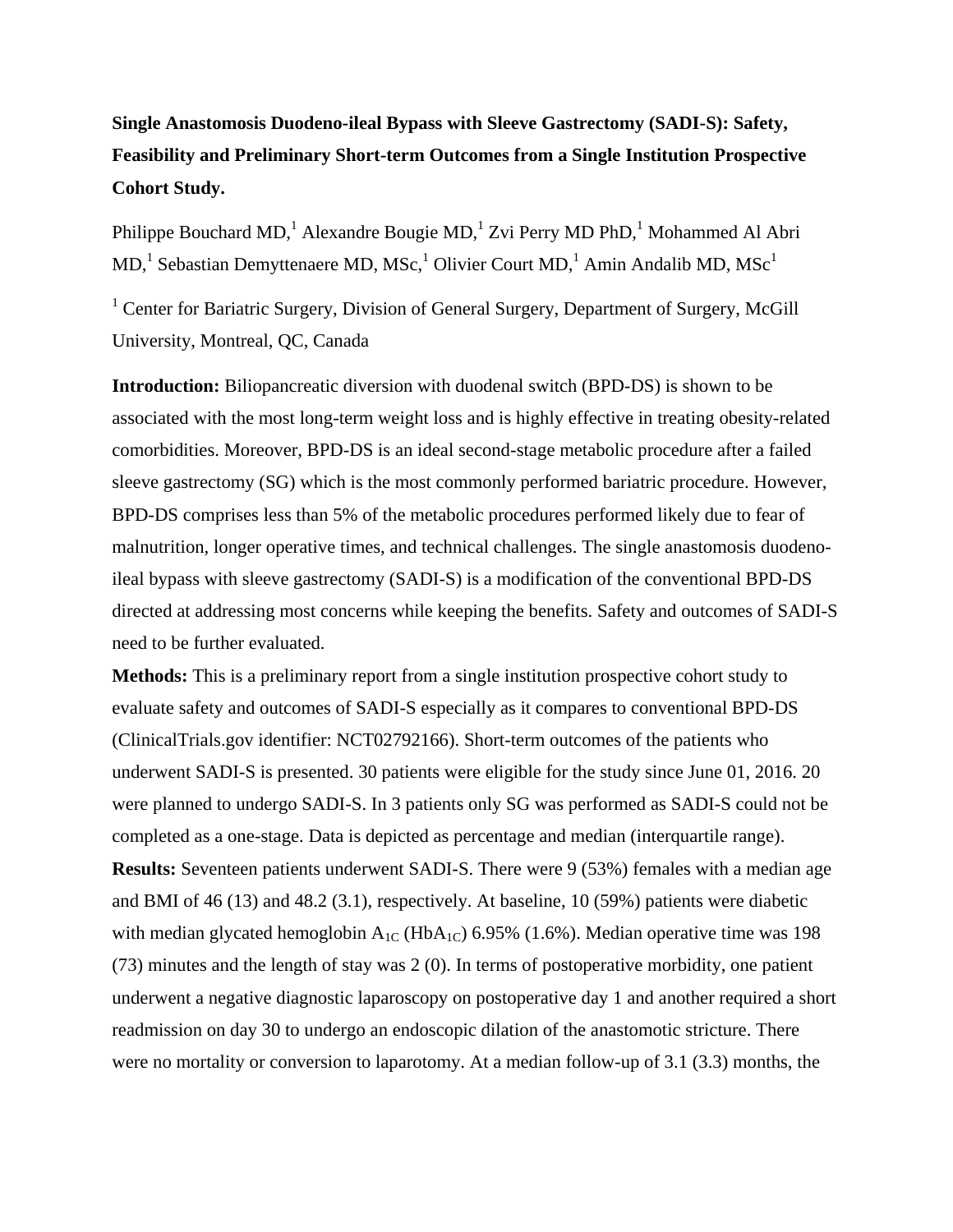**Single Anastomosis Duodeno-ileal Bypass with Sleeve Gastrectomy (SADI-S): Safety, Feasibility and Preliminary Short-term Outcomes from a Single Institution Prospective Cohort Study.**

Philippe Bouchard MD,[1] Alexandre Bougie MD,[1] Zvi Perry MD PhD,[1] Mohammed Al Abri MD,[1] Sebastian Demyttenaere MD, MSc,[1] Olivier Court MD,[1] Amin Andalib MD, MSc[1]

[1] Center for Bariatric Surgery, Division of General Surgery, Department of Surgery, McGill University, Montreal, QC, Canada

**Introduction:** Biliopancreatic diversion with duodenal switch (BPD-DS) is shown to be associated with the most long-term weight loss and is highly effective in treating obesity-related comorbidities. Moreover, BPD-DS is an ideal second-stage metabolic procedure after a failed sleeve gastrectomy (SG) which is the most commonly performed bariatric procedure. However, BPD-DS comprises less than 5% of the metabolic procedures performed likely due to fear of malnutrition, longer operative times, and technical challenges. The single anastomosis duodeno-ileal bypass with sleeve gastrectomy (SADI-S) is a modification of the conventional BPD-DS directed at addressing most concerns while keeping the benefits. Safety and outcomes of SADI-S need to be further evaluated.

**Methods:** This is a preliminary report from a single institution prospective cohort study to evaluate safety and outcomes of SADI-S especially as it compares to conventional BPD-DS (ClinicalTrials.gov identifier: NCT02792166). Short-term outcomes of the patients who underwent SADI-S is presented. 30 patients were eligible for the study since June 01, 2016. 20 were planned to undergo SADI-S. In 3 patients only SG was performed as SADI-S could not be completed as a one-stage. Data is depicted as percentage and median (interquartile range).

**Results:** Seventeen patients underwent SADI-S. There were 9 (53%) females with a median age and BMI of 46 (13) and 48.2 (3.1), respectively. At baseline, 10 (59%) patients were diabetic with median glycated hemoglobin $A_{1C}$ ($HbA_{1C}$) 6.95% (1.6%). Median operative time was 198 (73) minutes and the length of stay was 2 (0). In terms of postoperative morbidity, one patient underwent a negative diagnostic laparoscopy on postoperative day 1 and another required a short readmission on day 30 to undergo an endoscopic dilation of the anastomotic stricture. There were no mortality or conversion to laparotomy. At a median follow-up of 3.1 (3.3) months, the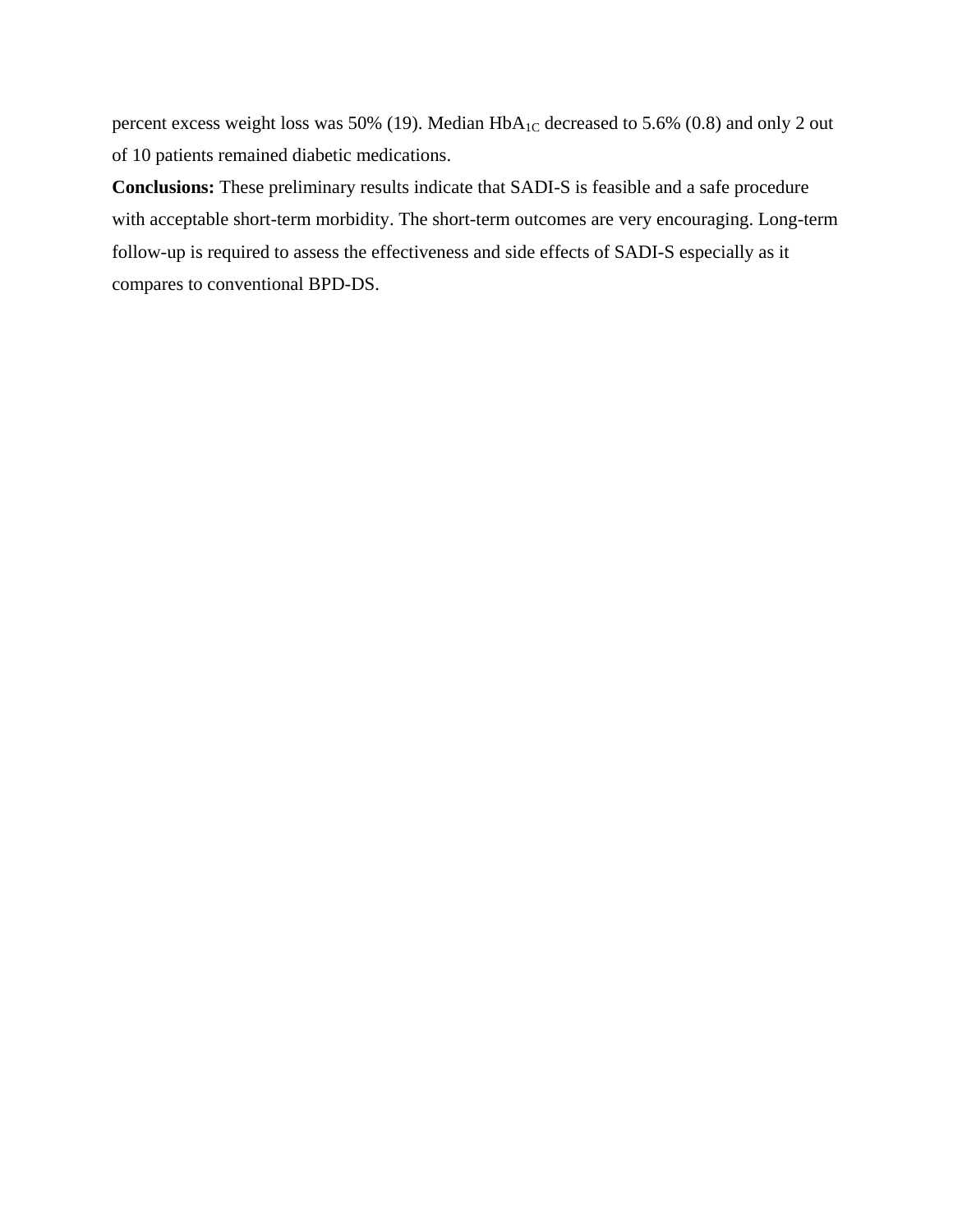percent excess weight loss was 50% (19). Median $HbA_{1C}$ decreased to 5.6% (0.8) and only 2 out of 10 patients remained diabetic medications.

**Conclusions:** These preliminary results indicate that SADI-S is feasible and a safe procedure with acceptable short-term morbidity. The short-term outcomes are very encouraging. Long-term follow-up is required to assess the effectiveness and side effects of SADI-S especially as it compares to conventional BPD-DS.